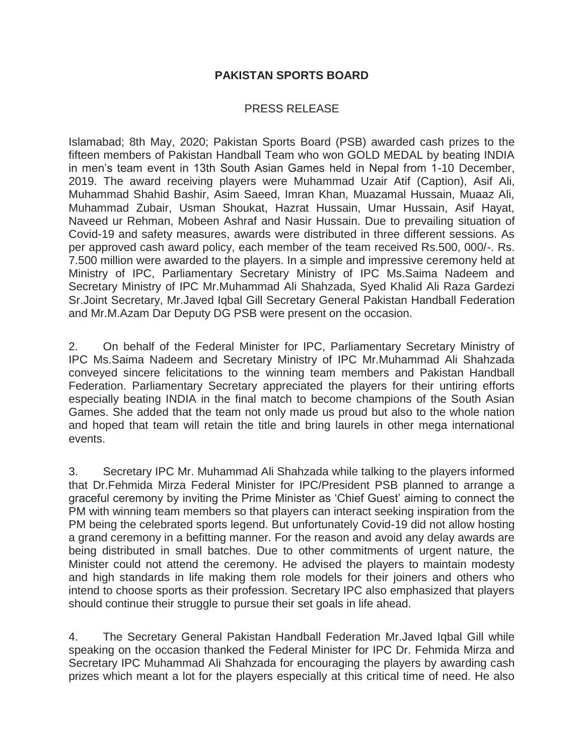**PAKISTAN SPORTS BOARD**

PRESS RELEASE

Islamabad; 8th May, 2020; Pakistan Sports Board (PSB) awarded cash prizes to the fifteen members of Pakistan Handball Team who won GOLD MEDAL by beating INDIA in men's team event in 13th South Asian Games held in Nepal from 1-10 December, 2019. The award receiving players were Muhammad Uzair Atif (Caption), Asif Ali, Muhammad Shahid Bashir, Asim Saeed, Imran Khan, Muazamal Hussain, Muaaz Ali, Muhammad Zubair, Usman Shoukat, Hazrat Hussain, Umar Hussain, Asif Hayat, Naveed ur Rehman, Mobeen Ashraf and Nasir Hussain. Due to prevailing situation of Covid-19 and safety measures, awards were distributed in three different sessions. As per approved cash award policy, each member of the team received Rs.500, 000/-. Rs. 7.500 million were awarded to the players. In a simple and impressive ceremony held at Ministry of IPC, Parliamentary Secretary Ministry of IPC Ms.Saima Nadeem and Secretary Ministry of IPC Mr.Muhammad Ali Shahzada, Syed Khalid Ali Raza Gardezi Sr.Joint Secretary, Mr.Javed Iqbal Gill Secretary General Pakistan Handball Federation and Mr.M.Azam Dar Deputy DG PSB were present on the occasion.

2. On behalf of the Federal Minister for IPC, Parliamentary Secretary Ministry of IPC Ms.Saima Nadeem and Secretary Ministry of IPC Mr.Muhammad Ali Shahzada conveyed sincere felicitations to the winning team members and Pakistan Handball Federation. Parliamentary Secretary appreciated the players for their untiring efforts especially beating INDIA in the final match to become champions of the South Asian Games. She added that the team not only made us proud but also to the whole nation and hoped that team will retain the title and bring laurels in other mega international events.

3. Secretary IPC Mr. Muhammad Ali Shahzada while talking to the players informed that Dr.Fehmida Mirza Federal Minister for IPC/President PSB planned to arrange a graceful ceremony by inviting the Prime Minister as 'Chief Guest' aiming to connect the PM with winning team members so that players can interact seeking inspiration from the PM being the celebrated sports legend. But unfortunately Covid-19 did not allow hosting a grand ceremony in a befitting manner. For the reason and avoid any delay awards are being distributed in small batches. Due to other commitments of urgent nature, the Minister could not attend the ceremony. He advised the players to maintain modesty and high standards in life making them role models for their joiners and others who intend to choose sports as their profession. Secretary IPC also emphasized that players should continue their struggle to pursue their set goals in life ahead.

4. The Secretary General Pakistan Handball Federation Mr.Javed Iqbal Gill while speaking on the occasion thanked the Federal Minister for IPC Dr. Fehmida Mirza and Secretary IPC Muhammad Ali Shahzada for encouraging the players by awarding cash prizes which meant a lot for the players especially at this critical time of need. He also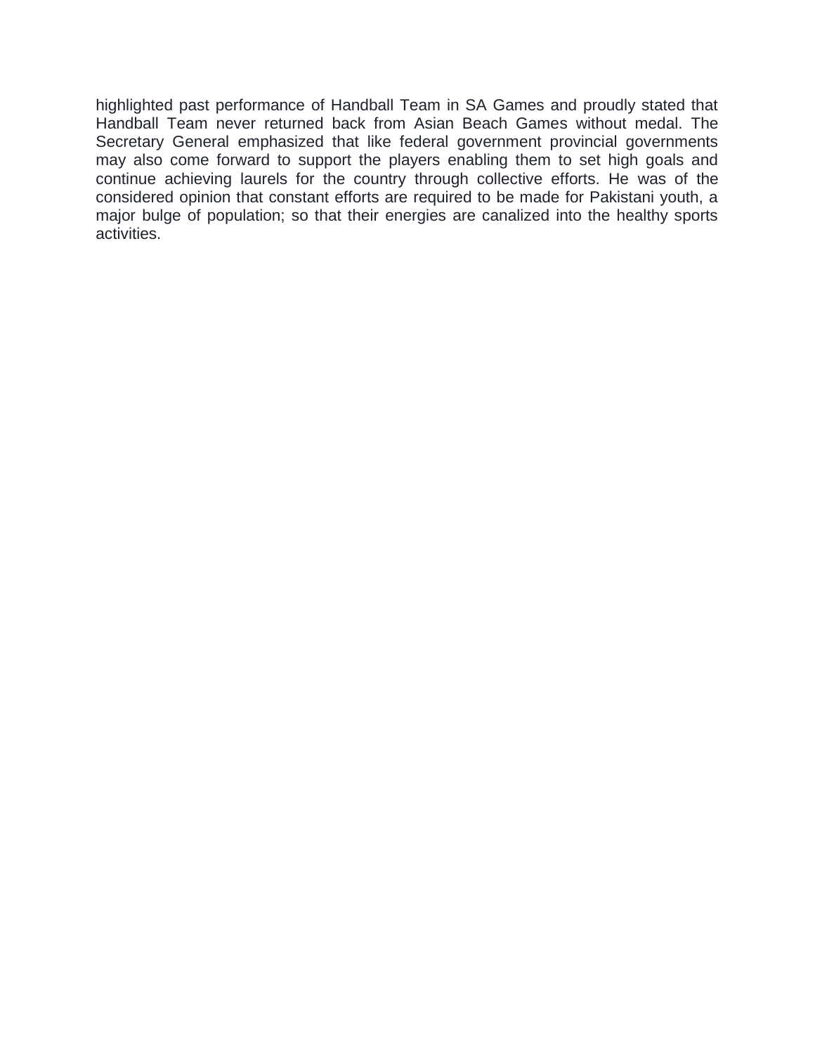highlighted past performance of Handball Team in SA Games and proudly stated that Handball Team never returned back from Asian Beach Games without medal. The Secretary General emphasized that like federal government provincial governments may also come forward to support the players enabling them to set high goals and continue achieving laurels for the country through collective efforts. He was of the considered opinion that constant efforts are required to be made for Pakistani youth, a major bulge of population; so that their energies are canalized into the healthy sports activities.